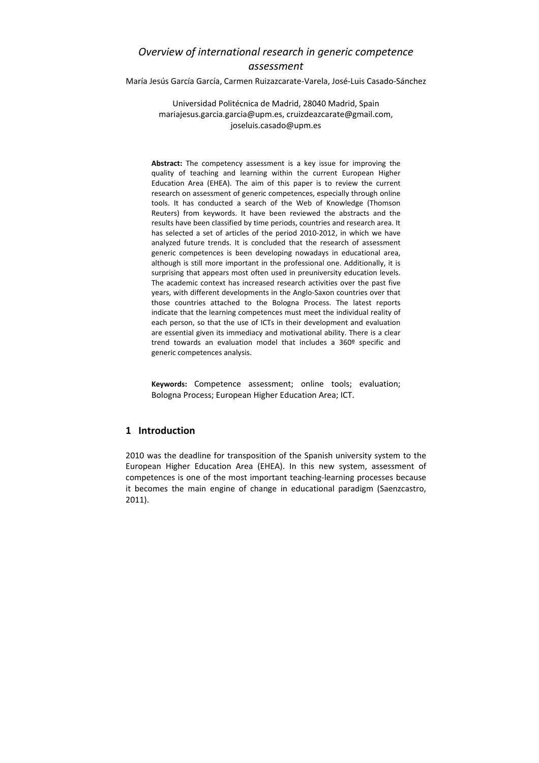# *Overview of international research in generic competence assessment*

María Jesús García García, Carmen Ruizazcarate-Varela, José-Luis Casado-Sánchez

Universidad Politécnica de Madrid, 28040 Madrid, Spain
mariajesus.garcia.garcia@upm.es, cruizdeazcarate@gmail.com, joseluis.casado@upm.es

**Abstract:** The competency assessment is a key issue for improving the quality of teaching and learning within the current European Higher Education Area (EHEA). The aim of this paper is to review the current research on assessment of generic competences, especially through online tools. It has conducted a search of the Web of Knowledge (Thomson Reuters) from keywords. It have been reviewed the abstracts and the results have been classified by time periods, countries and research area. It has selected a set of articles of the period 2010-2012, in which we have analyzed future trends. It is concluded that the research of assessment generic competences is been developing nowadays in educational area, although is still more important in the professional one. Additionally, it is surprising that appears most often used in preuniversity education levels. The academic context has increased research activities over the past five years, with different developments in the Anglo-Saxon countries over that those countries attached to the Bologna Process. The latest reports indicate that the learning competences must meet the individual reality of each person, so that the use of ICTs in their development and evaluation are essential given its immediacy and motivational ability. There is a clear trend towards an evaluation model that includes a 360º specific and generic competences analysis.

**Keywords:** Competence assessment; online tools; evaluation; Bologna Process; European Higher Education Area; ICT.

## 1 Introduction

2010 was the deadline for transposition of the Spanish university system to the European Higher Education Area (EHEA). In this new system, assessment of competences is one of the most important teaching-learning processes because it becomes the main engine of change in educational paradigm (Saenzcastro, 2011).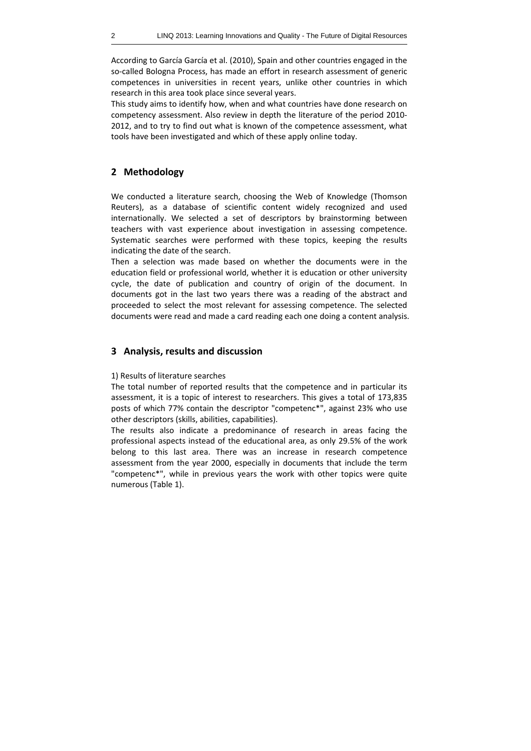According to García García et al. (2010), Spain and other countries engaged in the so-called Bologna Process, has made an effort in research assessment of generic competences in universities in recent years, unlike other countries in which research in this area took place since several years.
This study aims to identify how, when and what countries have done research on competency assessment. Also review in depth the literature of the period 2010-2012, and to try to find out what is known of the competence assessment, what tools have been investigated and which of these apply online today.

## 2 Methodology

We conducted a literature search, choosing the Web of Knowledge (Thomson Reuters), as a database of scientific content widely recognized and used internationally. We selected a set of descriptors by brainstorming between teachers with vast experience about investigation in assessing competence. Systematic searches were performed with these topics, keeping the results indicating the date of the search.
Then a selection was made based on whether the documents were in the education field or professional world, whether it is education or other university cycle, the date of publication and country of origin of the document. In documents got in the last two years there was a reading of the abstract and proceeded to select the most relevant for assessing competence. The selected documents were read and made a card reading each one doing a content analysis.

## 3 Analysis, results and discussion

1) Results of literature searches
The total number of reported results that the competence and in particular its assessment, it is a topic of interest to researchers. This gives a total of 173,835 posts of which 77% contain the descriptor "competenc*", against 23% who use other descriptors (skills, abilities, capabilities).
The results also indicate a predominance of research in areas facing the professional aspects instead of the educational area, as only 29.5% of the work belong to this last area. There was an increase in research competence assessment from the year 2000, especially in documents that include the term "competenc*", while in previous years the work with other topics were quite numerous (Table 1).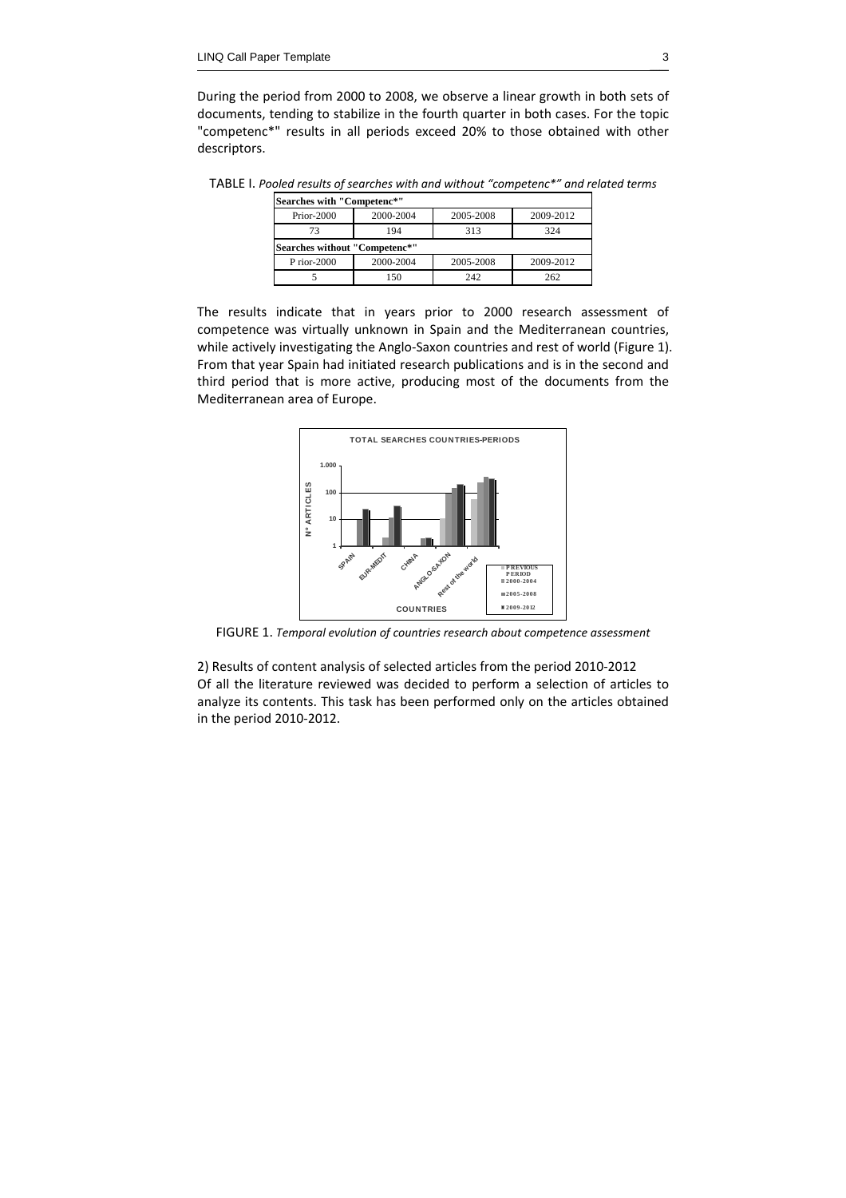During the period from 2000 to 2008, we observe a linear growth in both sets of documents, tending to stabilize in the fourth quarter in both cases. For the topic "competenc*" results in all periods exceed 20% to those obtained with other descriptors.

TABLE I. *Pooled results of searches with and without "competenc*" and related terms*

| **Searches with "Competenc*"** | | | |
|---|---|---|---|
| Prior-2000 | 2000-2004 | 2005-2008 | 2009-2012 |
| 73 | 194 | 313 | 324 |
| **Searches without "Competenc*"** | | | |
| P rior-2000 | 2000-2004 | 2005-2008 | 2009-2012 |
| 5 | 150 | 242 | 262 |

The results indicate that in years prior to 2000 research assessment of competence was virtually unknown in Spain and the Mediterranean countries, while actively investigating the Anglo-Saxon countries and rest of world (Figure 1). From that year Spain had initiated research publications and is in the second and third period that is more active, producing most of the documents from the Mediterranean area of Europe.

FIGURE 1. *Temporal evolution of countries research about competence assessment*

2) Results of content analysis of selected articles from the period 2010-2012

Of all the literature reviewed was decided to perform a selection of articles to analyze its contents. This task has been performed only on the articles obtained in the period 2010-2012.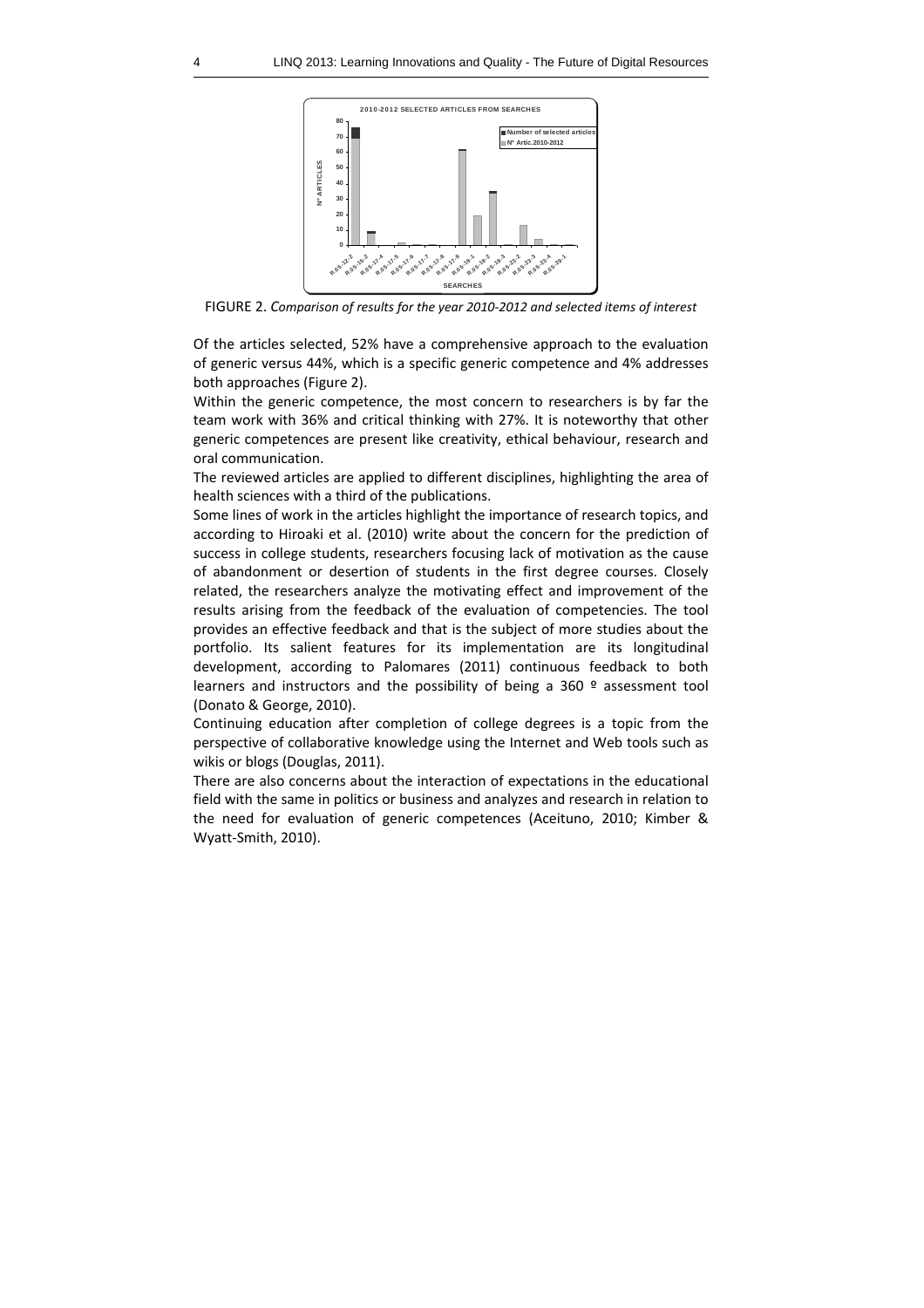FIGURE 2. *Comparison of results for the year 2010-2012 and selected items of interest*

Of the articles selected, 52% have a comprehensive approach to the evaluation of generic versus 44%, which is a specific generic competence and 4% addresses both approaches (Figure 2).

Within the generic competence, the most concern to researchers is by far the team work with 36% and critical thinking with 27%. It is noteworthy that other generic competences are present like creativity, ethical behaviour, research and oral communication.

The reviewed articles are applied to different disciplines, highlighting the area of health sciences with a third of the publications.

Some lines of work in the articles highlight the importance of research topics, and according to Hiroaki et al. (2010) write about the concern for the prediction of success in college students, researchers focusing lack of motivation as the cause of abandonment or desertion of students in the first degree courses. Closely related, the researchers analyze the motivating effect and improvement of the results arising from the feedback of the evaluation of competencies. The tool provides an effective feedback and that is the subject of more studies about the portfolio. Its salient features for its implementation are its longitudinal development, according to Palomares (2011) continuous feedback to both learners and instructors and the possibility of being a 360 º assessment tool (Donato & George, 2010).

Continuing education after completion of college degrees is a topic from the perspective of collaborative knowledge using the Internet and Web tools such as wikis or blogs (Douglas, 2011).

There are also concerns about the interaction of expectations in the educational field with the same in politics or business and analyzes and research in relation to the need for evaluation of generic competences (Aceituno, 2010; Kimber & Wyatt-Smith, 2010).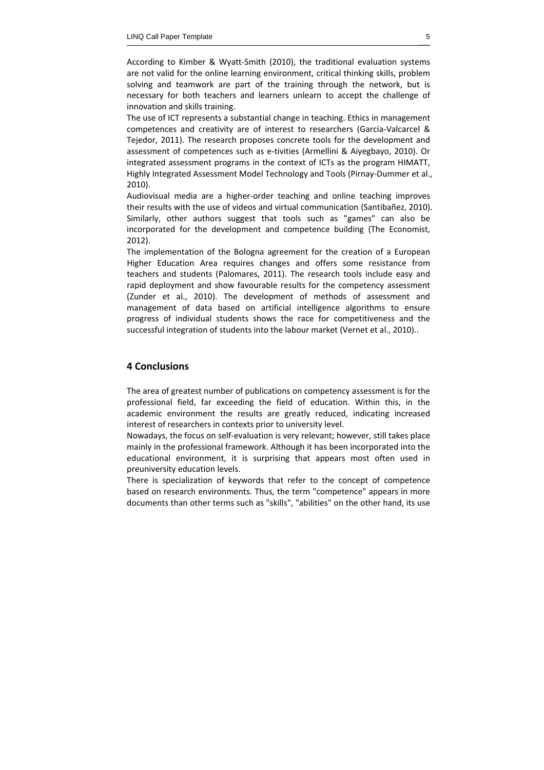According to Kimber & Wyatt-Smith (2010), the traditional evaluation systems are not valid for the online learning environment, critical thinking skills, problem solving and teamwork are part of the training through the network, but is necessary for both teachers and learners unlearn to accept the challenge of innovation and skills training.

The use of ICT represents a substantial change in teaching. Ethics in management competences and creativity are of interest to researchers (García-Valcarcel & Tejedor, 2011). The research proposes concrete tools for the development and assessment of competences such as e-tivities (Armellini & Aiyegbayo, 2010). Or integrated assessment programs in the context of ICTs as the program HIMATT, Highly Integrated Assessment Model Technology and Tools (Pirnay-Dummer et al., 2010).

Audiovisual media are a higher-order teaching and online teaching improves their results with the use of videos and virtual communication (Santibañez, 2010). Similarly, other authors suggest that tools such as "games" can also be incorporated for the development and competence building (The Economist, 2012).

The implementation of the Bologna agreement for the creation of a European Higher Education Area requires changes and offers some resistance from teachers and students (Palomares, 2011). The research tools include easy and rapid deployment and show favourable results for the competency assessment (Zunder et al., 2010). The development of methods of assessment and management of data based on artificial intelligence algorithms to ensure progress of individual students shows the race for competitiveness and the successful integration of students into the labour market (Vernet et al., 2010)..

## 4 Conclusions

The area of greatest number of publications on competency assessment is for the professional field, far exceeding the field of education. Within this, in the academic environment the results are greatly reduced, indicating increased interest of researchers in contexts prior to university level.

Nowadays, the focus on self-evaluation is very relevant; however, still takes place mainly in the professional framework. Although it has been incorporated into the educational environment, it is surprising that appears most often used in preuniversity education levels.

There is specialization of keywords that refer to the concept of competence based on research environments. Thus, the term "competence" appears in more documents than other terms such as "skills", "abilities" on the other hand, its use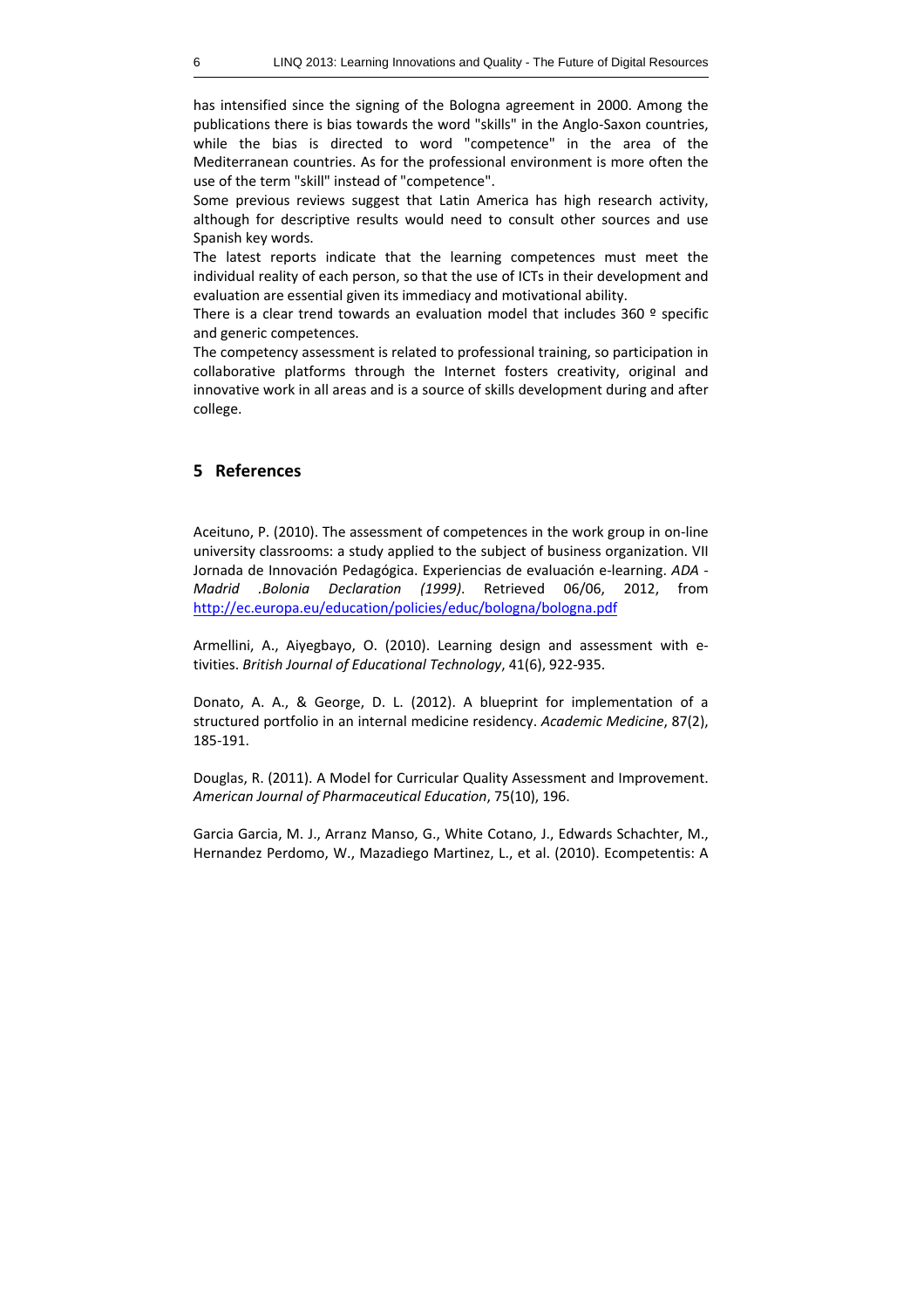has intensified since the signing of the Bologna agreement in 2000. Among the publications there is bias towards the word "skills" in the Anglo-Saxon countries, while the bias is directed to word "competence" in the area of the Mediterranean countries. As for the professional environment is more often the use of the term "skill" instead of "competence".

Some previous reviews suggest that Latin America has high research activity, although for descriptive results would need to consult other sources and use Spanish key words.

The latest reports indicate that the learning competences must meet the individual reality of each person, so that the use of ICTs in their development and evaluation are essential given its immediacy and motivational ability.

There is a clear trend towards an evaluation model that includes 360 º specific and generic competences.

The competency assessment is related to professional training, so participation in collaborative platforms through the Internet fosters creativity, original and innovative work in all areas and is a source of skills development during and after college.

## 5 References

Aceituno, P. (2010). The assessment of competences in the work group in on-line university classrooms: a study applied to the subject of business organization. VII Jornada de Innovación Pedagógica. Experiencias de evaluación e-learning. *ADA - Madrid .Bolonia Declaration (1999)*. Retrieved 06/06, 2012, from http://ec.europa.eu/education/policies/educ/bologna/bologna.pdf

Armellini, A., Aiyegbayo, O. (2010). Learning design and assessment with e-tivities. *British Journal of Educational Technology*, 41(6), 922-935.

Donato, A. A., & George, D. L. (2012). A blueprint for implementation of a structured portfolio in an internal medicine residency. *Academic Medicine*, 87(2), 185-191.

Douglas, R. (2011). A Model for Curricular Quality Assessment and Improvement. *American Journal of Pharmaceutical Education*, 75(10), 196.

Garcia Garcia, M. J., Arranz Manso, G., White Cotano, J., Edwards Schachter, M., Hernandez Perdomo, W., Mazadiego Martinez, L., et al. (2010). Ecompetentis: A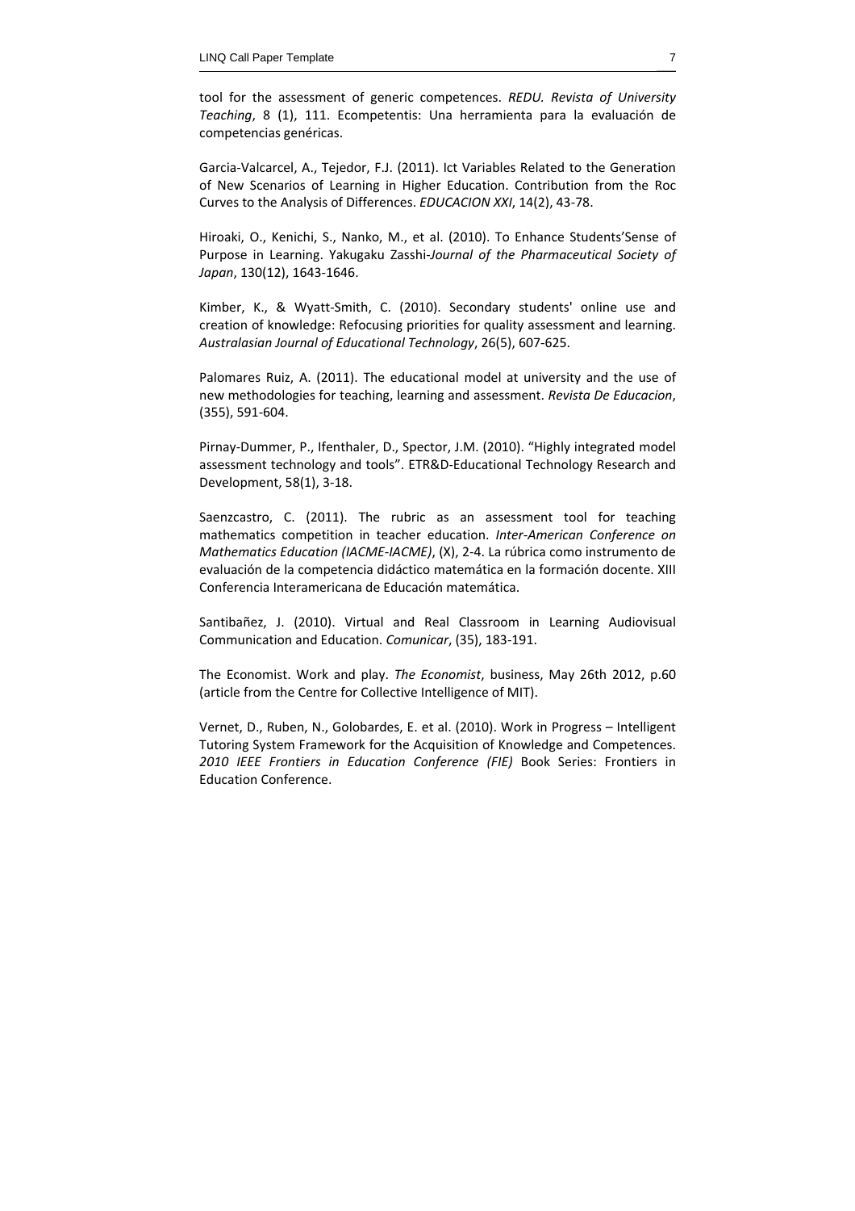tool for the assessment of generic competences. *REDU. Revista of University Teaching*, 8 (1), 111. Ecompetentis: Una herramienta para la evaluación de competencias genéricas.

Garcia-Valcarcel, A., Tejedor, F.J. (2011). Ict Variables Related to the Generation of New Scenarios of Learning in Higher Education. Contribution from the Roc Curves to the Analysis of Differences. *EDUCACION XXI*, 14(2), 43-78.

Hiroaki, O., Kenichi, S., Nanko, M., et al. (2010). To Enhance Students'Sense of Purpose in Learning. Yakugaku Zasshi-*Journal of the Pharmaceutical Society of Japan*, 130(12), 1643-1646.

Kimber, K., & Wyatt-Smith, C. (2010). Secondary students' online use and creation of knowledge: Refocusing priorities for quality assessment and learning. *Australasian Journal of Educational Technology*, 26(5), 607-625.

Palomares Ruiz, A. (2011). The educational model at university and the use of new methodologies for teaching, learning and assessment. *Revista De Educacion*, (355), 591-604.

Pirnay-Dummer, P., Ifenthaler, D., Spector, J.M. (2010). "Highly integrated model assessment technology and tools". ETR&D-Educational Technology Research and Development, 58(1), 3-18.

Saenzcastro, C. (2011). The rubric as an assessment tool for teaching mathematics competition in teacher education. *Inter-American Conference on Mathematics Education (IACME-IACME)*, (X), 2-4. La rúbrica como instrumento de evaluación de la competencia didáctico matemática en la formación docente. XIII Conferencia Interamericana de Educación matemática.

Santibañez, J. (2010). Virtual and Real Classroom in Learning Audiovisual Communication and Education. *Comunicar*, (35), 183-191.

The Economist. Work and play. *The Economist*, business, May 26th 2012, p.60 (article from the Centre for Collective Intelligence of MIT).

Vernet, D., Ruben, N., Golobardes, E. et al. (2010). Work in Progress – Intelligent Tutoring System Framework for the Acquisition of Knowledge and Competences. *2010 IEEE Frontiers in Education Conference (FIE)* Book Series: Frontiers in Education Conference.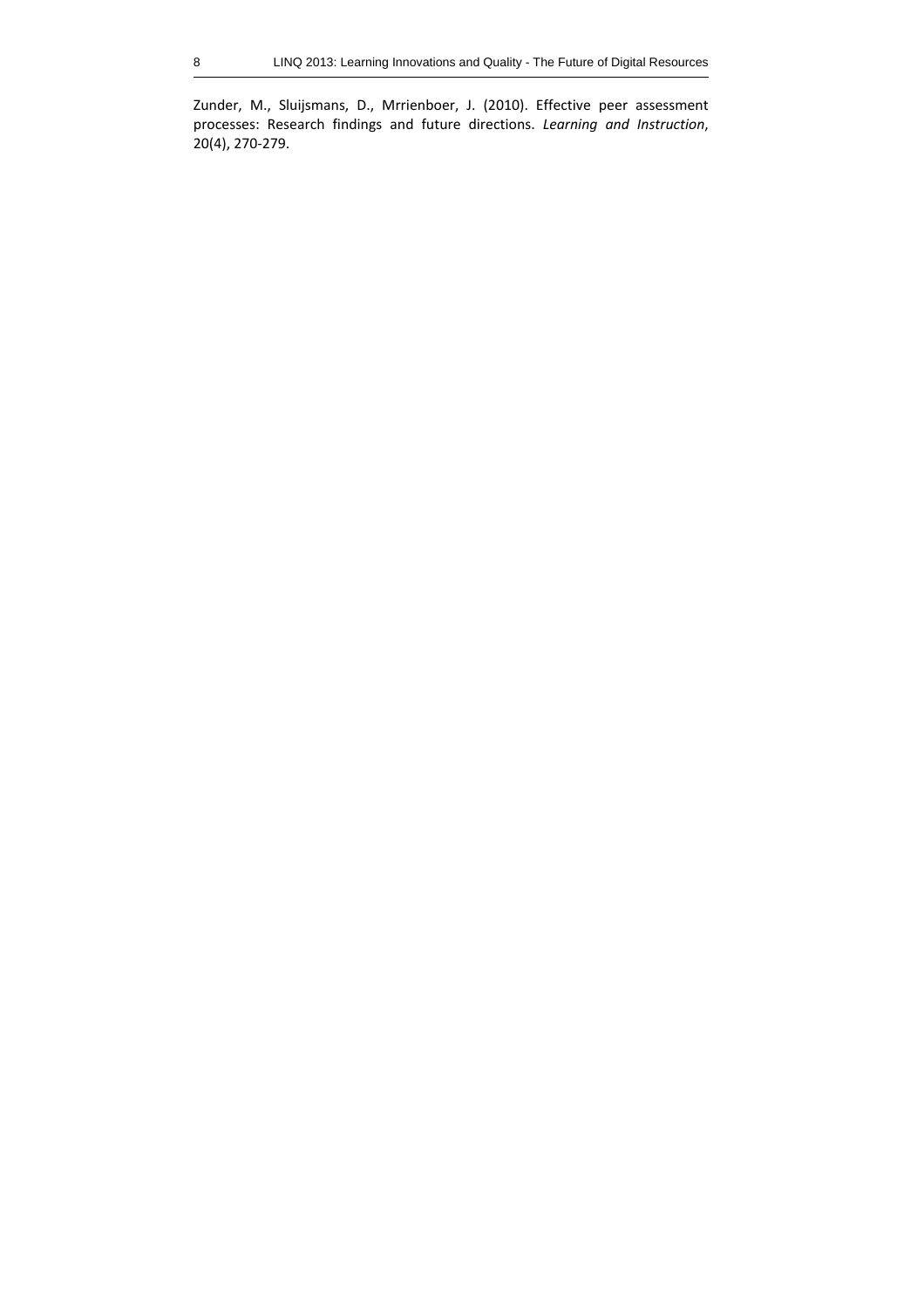Zunder, M., Sluijsmans, D., Mrrienboer, J. (2010). Effective peer assessment processes: Research findings and future directions. *Learning and Instruction*, 20(4), 270-279.